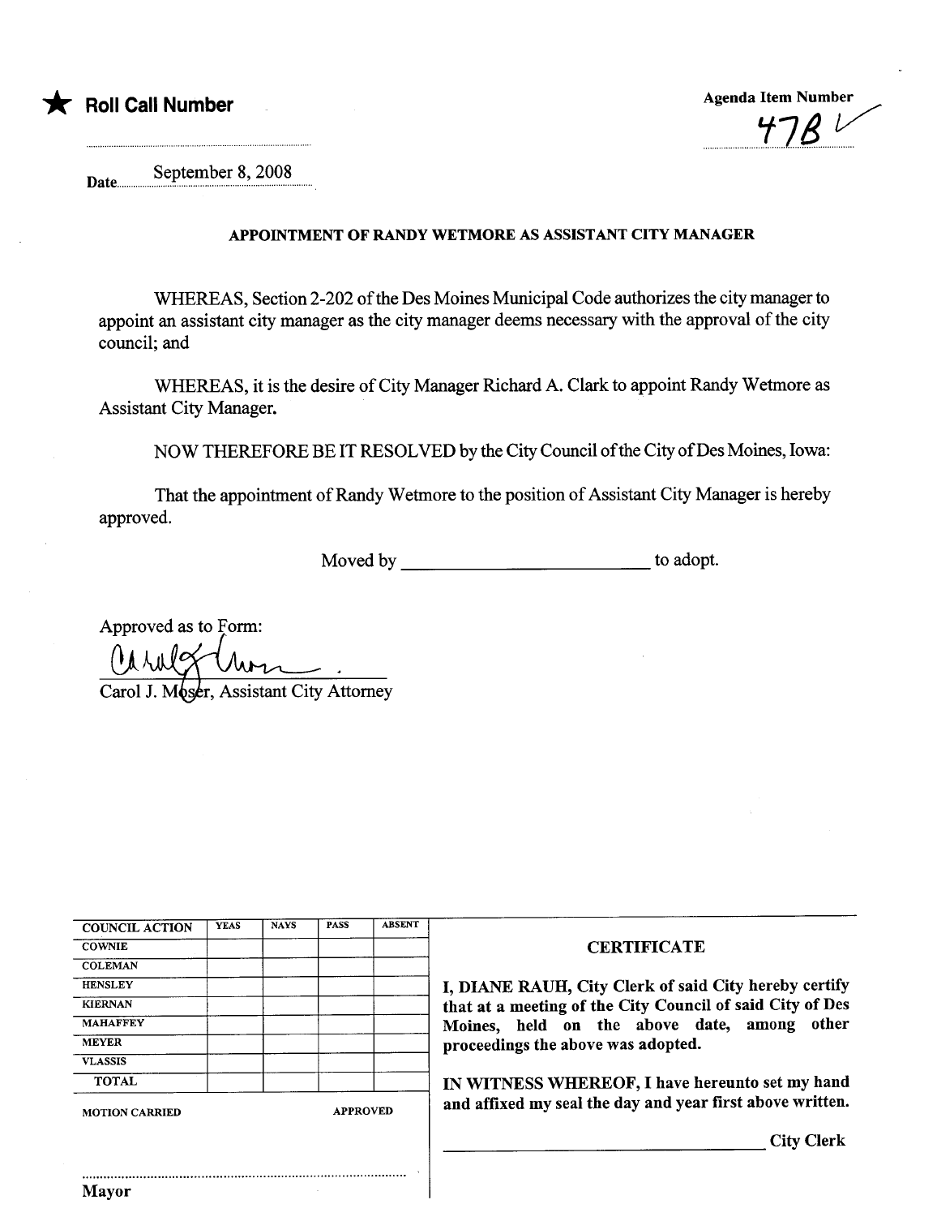★ **Roll Call Number**

Agenda Item Number

47B ✓

Date September 8, 2008

## APPOINTMENT OF RANDY WETMORE AS ASSISTANT CITY MANAGER

WHEREAS, Section 2-202 of the Des Moines Municipal Code authorizes the city manager to appoint an assistant city manager as the city manager deems necessary with the approval of the city council; and

WHEREAS, it is the desire of City Manager Richard A. Clark to appoint Randy Wetmore as Assistant City Manager.

NOW THEREFORE BE IT RESOLVED by the City Council of the City of Des Moines, Iowa:

That the appointment of Randy Wetmore to the position of Assistant City Manager is hereby approved.

Moved by ____________________________ to adopt.

Approved as to Form:

Carol J. Moser, Assistant City Attorney

| COUNCIL ACTION | YEAS | NAYS | PASS | ABSENT |
|---|---|---|---|---|
| COWNIE | | | | |
| COLEMAN | | | | |
| HENSLEY | | | | |
| KIERNAN | | | | |
| MAHAFFEY | | | | |
| MEYER | | | | |
| VLASSIS | | | | |
| TOTAL | | | | |

MOTION CARRIED APPROVED

..........................................................................

Mayor

**CERTIFICATE**

**I, DIANE RAUH, City Clerk of said City hereby certify that at a meeting of the City Council of said City of Des Moines, held on the above date, among other proceedings the above was adopted.**

**IN WITNESS WHEREOF, I have hereunto set my hand and affixed my seal the day and year first above written.**

____________________________________ **City Clerk**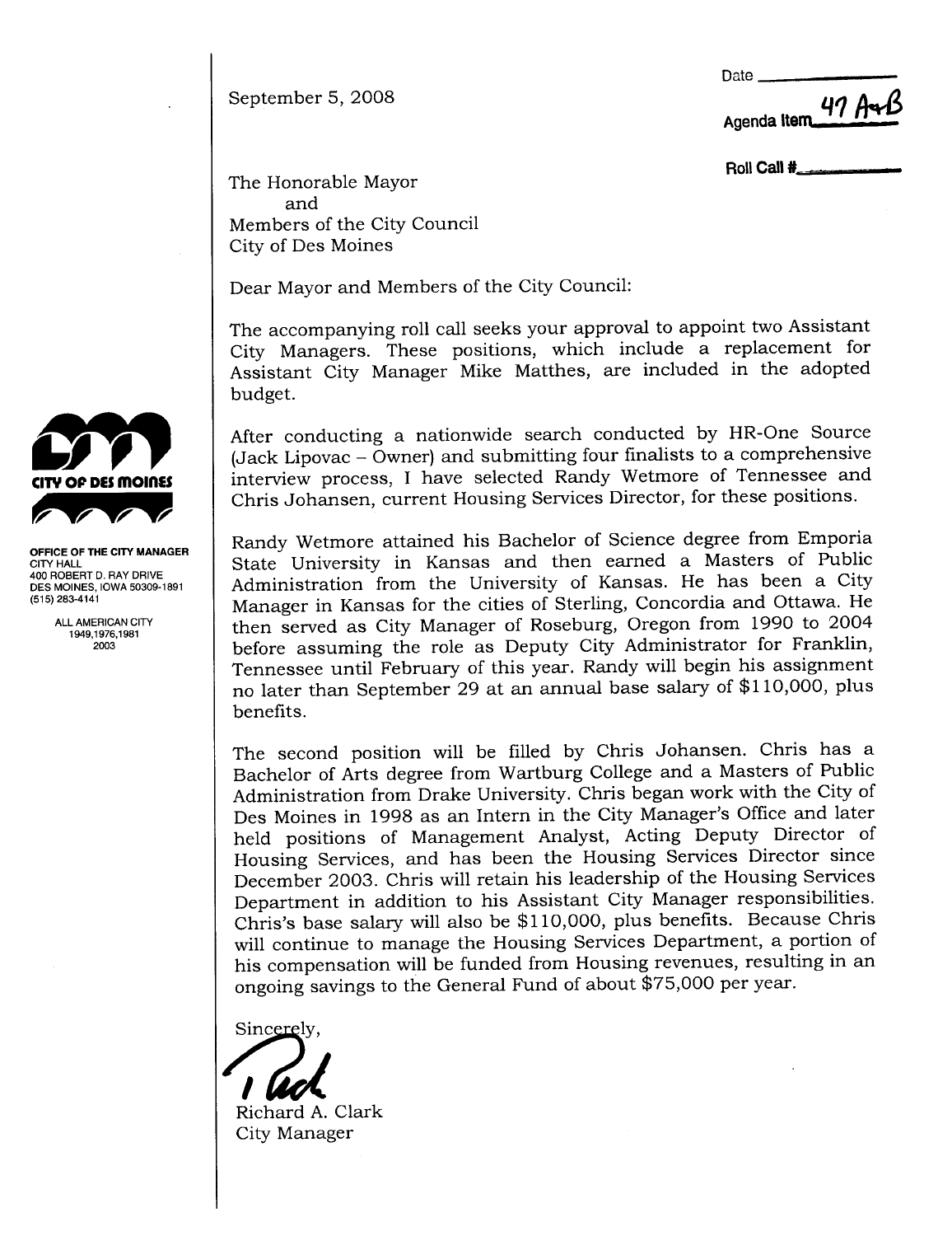September 5, 2008

Date ____________

Agenda Item 47 A&B

Roll Call #____________

CITY OF DES MOINES

OFFICE OF THE CITY MANAGER
CITY HALL
400 ROBERT D. RAY DRIVE
DES MOINES, IOWA 50309-1891
(515) 283-4141

ALL AMERICAN CITY
1949,1976,1981
2003

The Honorable Mayor
and
Members of the City Council
City of Des Moines

Dear Mayor and Members of the City Council:

The accompanying roll call seeks your approval to appoint two Assistant City Managers. These positions, which include a replacement for Assistant City Manager Mike Matthes, are included in the adopted budget.

After conducting a nationwide search conducted by HR-One Source (Jack Lipovac – Owner) and submitting four finalists to a comprehensive interview process, I have selected Randy Wetmore of Tennessee and Chris Johansen, current Housing Services Director, for these positions.

Randy Wetmore attained his Bachelor of Science degree from Emporia State University in Kansas and then earned a Masters of Public Administration from the University of Kansas. He has been a City Manager in Kansas for the cities of Sterling, Concordia and Ottawa. He then served as City Manager of Roseburg, Oregon from 1990 to 2004 before assuming the role as Deputy City Administrator for Franklin, Tennessee until February of this year. Randy will begin his assignment no later than September 29 at an annual base salary of $110,000, plus benefits.

The second position will be filled by Chris Johansen. Chris has a Bachelor of Arts degree from Wartburg College and a Masters of Public Administration from Drake University. Chris began work with the City of Des Moines in 1998 as an Intern in the City Manager's Office and later held positions of Management Analyst, Acting Deputy Director of Housing Services, and has been the Housing Services Director since December 2003. Chris will retain his leadership of the Housing Services Department in addition to his Assistant City Manager responsibilities. Chris's base salary will also be $110,000, plus benefits. Because Chris will continue to manage the Housing Services Department, a portion of his compensation will be funded from Housing revenues, resulting in an ongoing savings to the General Fund of about $75,000 per year.

Sincerely,

Rick

Richard A. Clark
City Manager